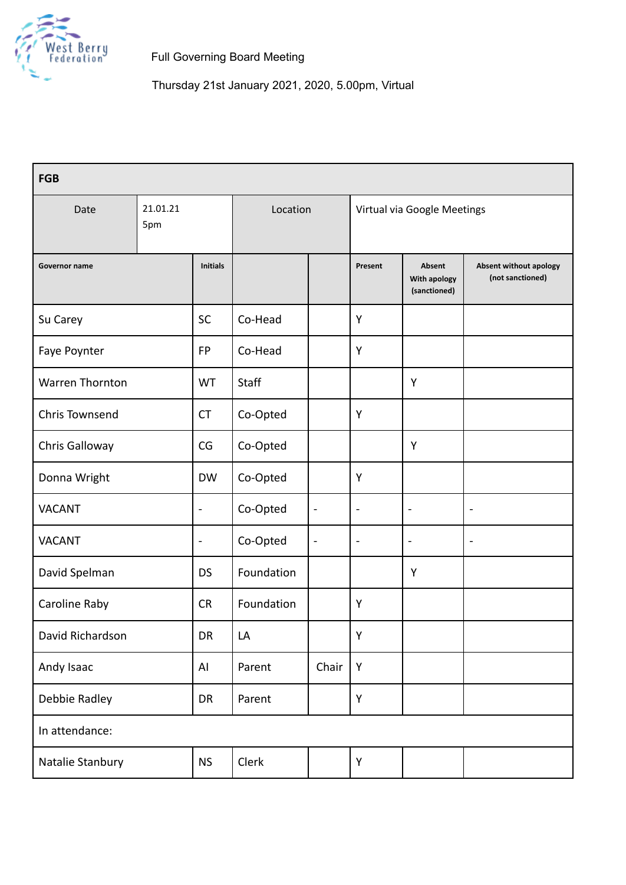West Berry Federation

Full Governing Board Meeting

Thursday 21st January 2021, 2020, 5.00pm, Virtual

| FGB | | | | | | | |
|---|---|---|---|---|---|---|---|
| Date | 21.01.21 5pm | | Location | | Virtual via Google Meetings | | |
| **Governor name** | **Initials** | | | **Present** | **Absent With apology (sanctioned)** | **Absent without apology (not sanctioned)** | |
| Su Carey | SC | Co-Head | | Y | | | |
| Faye Poynter | FP | Co-Head | | Y | | | |
| Warren Thornton | WT | Staff | | | Y | | |
| Chris Townsend | CT | Co-Opted | | Y | | | |
| Chris Galloway | CG | Co-Opted | | | Y | | |
| Donna Wright | DW | Co-Opted | | Y | | | |
| VACANT | - | Co-Opted | - | - | - | - | |
| VACANT | - | Co-Opted | - | - | - | - | |
| David Spelman | DS | Foundation | | | Y | | |
| Caroline Raby | CR | Foundation | | Y | | | |
| David Richardson | DR | LA | | Y | | | |
| Andy Isaac | AI | Parent | Chair | Y | | | |
| Debbie Radley | DR | Parent | | Y | | | |
| In attendance: | | | | | | | |
| Natalie Stanbury | NS | Clerk | | Y | | | |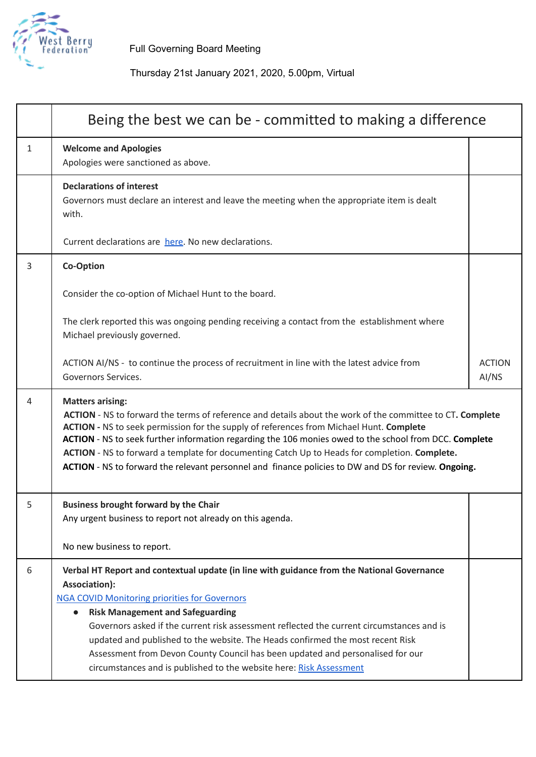West Berry Federation

Full Governing Board Meeting

Thursday 21st January 2021, 2020, 5.00pm, Virtual

| | Being the best we can be - committed to making a difference | |
|---|---|---|
| 1 | **Welcome and Apologies**<br>Apologies were sanctioned as above. | |
| | **Declarations of interest**<br>Governors must declare an interest and leave the meeting when the appropriate item is dealt with.<br><br>Current declarations are here. No new declarations. | |
| 3 | **Co-Option**<br><br>Consider the co-option of Michael Hunt to the board.<br><br>The clerk reported this was ongoing pending receiving a contact from the establishment where Michael previously governed.<br><br>ACTION AI/NS - to continue the process of recruitment in line with the latest advice from Governors Services. | ACTION AI/NS |
| 4 | **Matters arising:**<br>**ACTION** - NS to forward the terms of reference and details about the work of the committee to CT**. Complete**<br>**ACTION -** NS to seek permission for the supply of references from Michael Hunt. **Complete**<br>**ACTION** - NS to seek further information regarding the 106 monies owed to the school from DCC. **Complete**<br>**ACTION** - NS to forward a template for documenting Catch Up to Heads for completion. **Complete.**<br>**ACTION** - NS to forward the relevant personnel and finance policies to DW and DS for review. **Ongoing.** | |
| 5 | **Business brought forward by the Chair**<br>Any urgent business to report not already on this agenda.<br><br>No new business to report. | |
| 6 | **Verbal HT Report and contextual update (in line with guidance from the National Governance Association):**<br>NGA COVID Monitoring priorities for Governors<br>• **Risk Management and Safeguarding**<br>Governors asked if the current risk assessment reflected the current circumstances and is updated and published to the website. The Heads confirmed the most recent Risk Assessment from Devon County Council has been updated and personalised for our circumstances and is published to the website here: Risk Assessment | |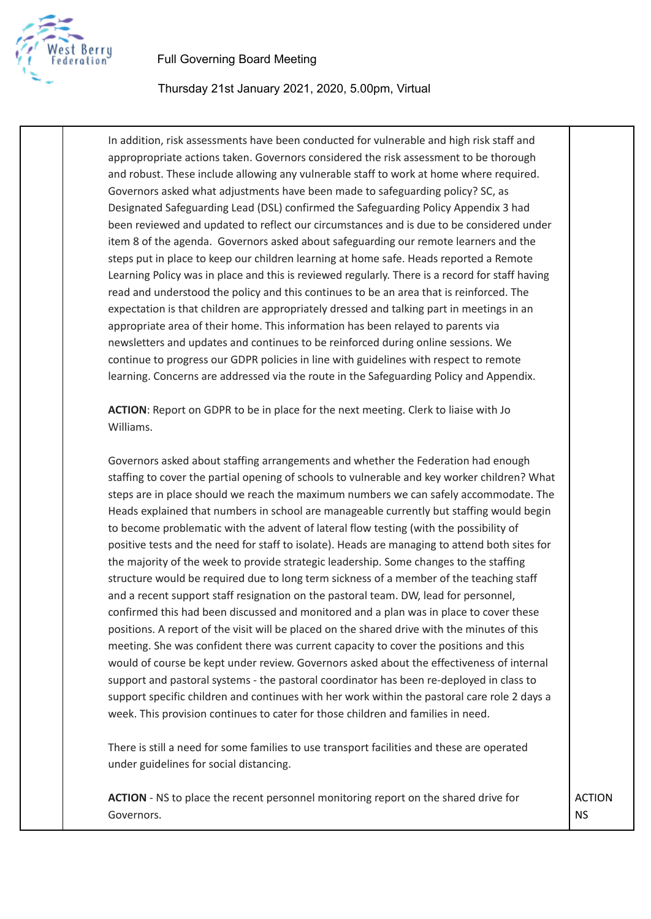In addition, risk assessments have been conducted for vulnerable and high risk staff and approproprate actions taken. Governors considered the risk assessment to be thorough and robust. These include allowing any vulnerable staff to work at home where required. Governors asked what adjustments have been made to safeguarding policy? SC, as Designated Safeguarding Lead (DSL) confirmed the Safeguarding Policy Appendix 3 had been reviewed and updated to reflect our circumstances and is due to be considered under item 8 of the agenda. Governors asked about safeguarding our remote learners and the steps put in place to keep our children learning at home safe. Heads reported a Remote Learning Policy was in place and this is reviewed regularly. There is a record for staff having read and understood the policy and this continues to be an area that is reinforced. The expectation is that children are appropriately dressed and talking part in meetings in an appropriate area of their home. This information has been relayed to parents via newsletters and updates and continues to be reinforced during online sessions. We continue to progress our GDPR policies in line with guidelines with respect to remote learning. Concerns are addressed via the route in the Safeguarding Policy and Appendix.

**ACTION**: Report on GDPR to be in place for the next meeting. Clerk to liaise with Jo Williams.

Governors asked about staffing arrangements and whether the Federation had enough staffing to cover the partial opening of schools to vulnerable and key worker children? What steps are in place should we reach the maximum numbers we can safely accommodate. The Heads explained that numbers in school are manageable currently but staffing would begin to become problematic with the advent of lateral flow testing (with the possibility of positive tests and the need for staff to isolate). Heads are managing to attend both sites for the majority of the week to provide strategic leadership. Some changes to the staffing structure would be required due to long term sickness of a member of the teaching staff and a recent support staff resignation on the pastoral team. DW, lead for personnel, confirmed this had been discussed and monitored and a plan was in place to cover these positions. A report of the visit will be placed on the shared drive with the minutes of this meeting. She was confident there was current capacity to cover the positions and this would of course be kept under review. Governors asked about the effectiveness of internal support and pastoral systems - the pastoral coordinator has been re-deployed in class to support specific children and continues with her work within the pastoral care role 2 days a week. This provision continues to cater for those children and families in need.

There is still a need for some families to use transport facilities and these are operated under guidelines for social distancing.

**ACTION** - NS to place the recent personnel monitoring report on the shared drive for Governors. — ACTION NS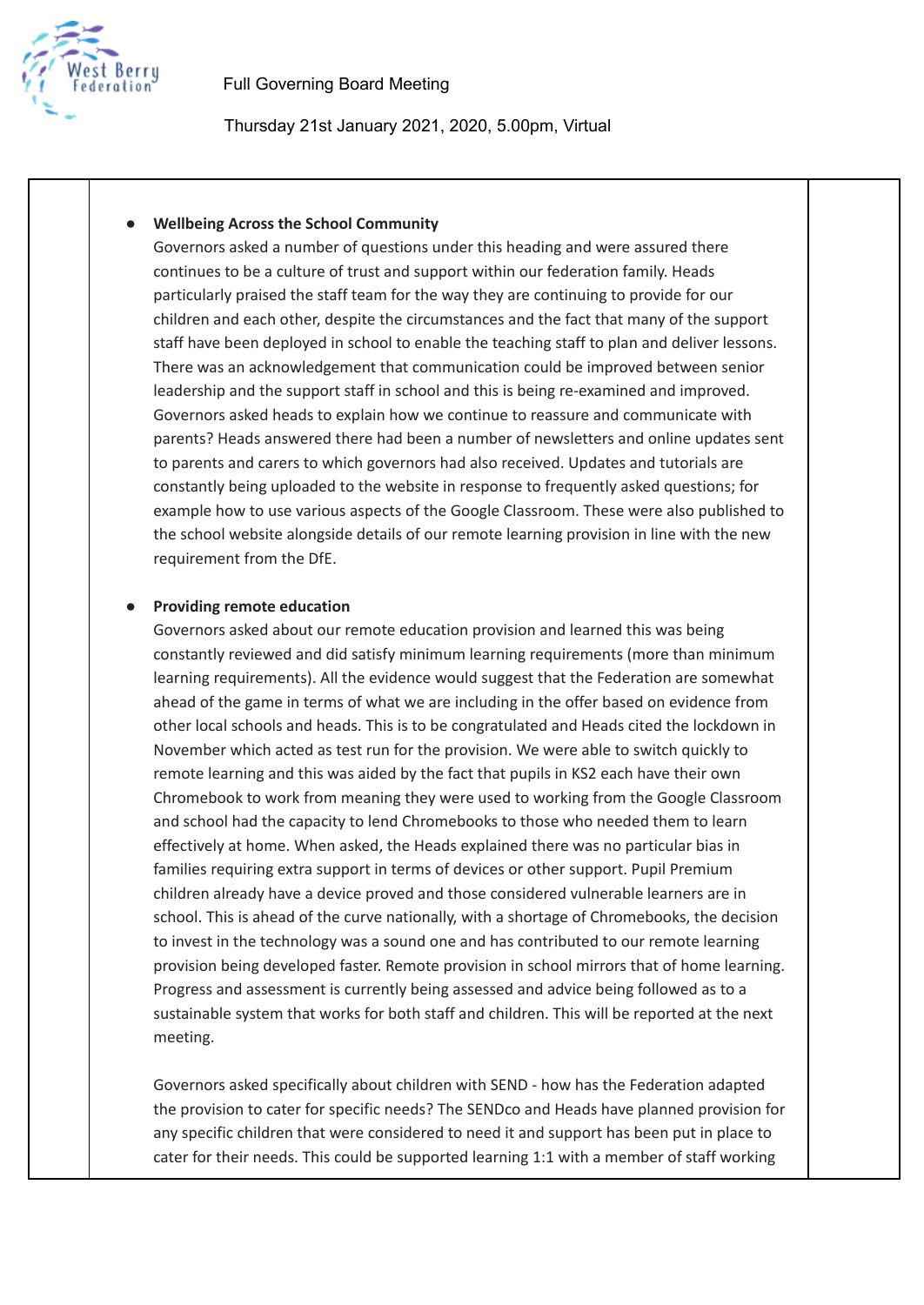- **Wellbeing Across the School Community**
  Governors asked a number of questions under this heading and were assured there continues to be a culture of trust and support within our federation family. Heads particularly praised the staff team for the way they are continuing to provide for our children and each other, despite the circumstances and the fact that many of the support staff have been deployed in school to enable the teaching staff to plan and deliver lessons. There was an acknowledgement that communication could be improved between senior leadership and the support staff in school and this is being re-examined and improved. Governors asked heads to explain how we continue to reassure and communicate with parents? Heads answered there had been a number of newsletters and online updates sent to parents and carers to which governors had also received. Updates and tutorials are constantly being uploaded to the website in response to frequently asked questions; for example how to use various aspects of the Google Classroom. These were also published to the school website alongside details of our remote learning provision in line with the new requirement from the DfE.

- **Providing remote education**
  Governors asked about our remote education provision and learned this was being constantly reviewed and did satisfy minimum learning requirements (more than minimum learning requirements). All the evidence would suggest that the Federation are somewhat ahead of the game in terms of what we are including in the offer based on evidence from other local schools and heads. This is to be congratulated and Heads cited the lockdown in November which acted as test run for the provision. We were able to switch quickly to remote learning and this was aided by the fact that pupils in KS2 each have their own Chromebook to work from meaning they were used to working from the Google Classroom and school had the capacity to lend Chromebooks to those who needed them to learn effectively at home. When asked, the Heads explained there was no particular bias in families requiring extra support in terms of devices or other support. Pupil Premium children already have a device proved and those considered vulnerable learners are in school. This is ahead of the curve nationally, with a shortage of Chromebooks, the decision to invest in the technology was a sound one and has contributed to our remote learning provision being developed faster. Remote provision in school mirrors that of home learning. Progress and assessment is currently being assessed and advice being followed as to a sustainable system that works for both staff and children. This will be reported at the next meeting.

  Governors asked specifically about children with SEND - how has the Federation adapted the provision to cater for specific needs? The SENDco and Heads have planned provision for any specific children that were considered to need it and support has been put in place to cater for their needs. This could be supported learning 1:1 with a member of staff working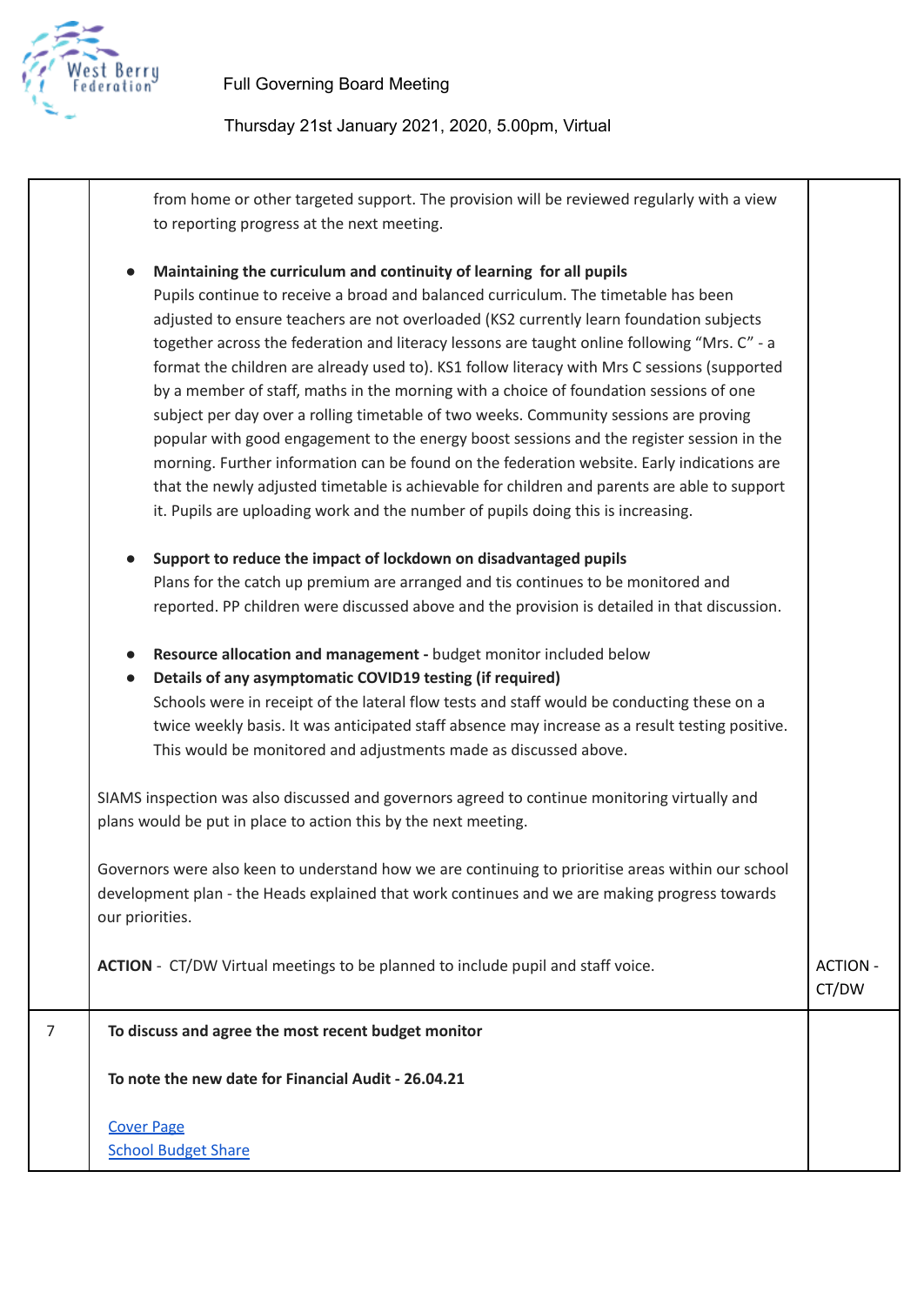| | | |
|---|---|---|
| | from home or other targeted support. The provision will be reviewed regularly with a view to reporting progress at the next meeting.<br><br>● **Maintaining the curriculum and continuity of learning for all pupils**<br>Pupils continue to receive a broad and balanced curriculum. The timetable has been adjusted to ensure teachers are not overloaded (KS2 currently learn foundation subjects together across the federation and literacy lessons are taught online following "Mrs. C" - a format the children are already used to). KS1 follow literacy with Mrs C sessions (supported by a member of staff, maths in the morning with a choice of foundation sessions of one subject per day over a rolling timetable of two weeks. Community sessions are proving popular with good engagement to the energy boost sessions and the register session in the morning. Further information can be found on the federation website. Early indications are that the newly adjusted timetable is achievable for children and parents are able to support it. Pupils are uploading work and the number of pupils doing this is increasing.<br><br>● **Support to reduce the impact of lockdown on disadvantaged pupils**<br>Plans for the catch up premium are arranged and tis continues to be monitored and reported. PP children were discussed above and the provision is detailed in that discussion.<br><br>● **Resource allocation and management -** budget monitor included below<br>● **Details of any asymptomatic COVID19 testing (if required)**<br>Schools were in receipt of the lateral flow tests and staff would be conducting these on a twice weekly basis. It was anticipated staff absence may increase as a result testing positive. This would be monitored and adjustments made as discussed above.<br><br>SIAMS inspection was also discussed and governors agreed to continue monitoring virtually and plans would be put in place to action this by the next meeting.<br><br>Governors were also keen to understand how we are continuing to prioritise areas within our school development plan - the Heads explained that work continues and we are making progress towards our priorities.<br><br>**ACTION** - CT/DW Virtual meetings to be planned to include pupil and staff voice. | ACTION - CT/DW |
| 7 | **To discuss and agree the most recent budget monitor**<br><br>**To note the new date for Financial Audit - 26.04.21**<br><br>Cover Page<br>School Budget Share | |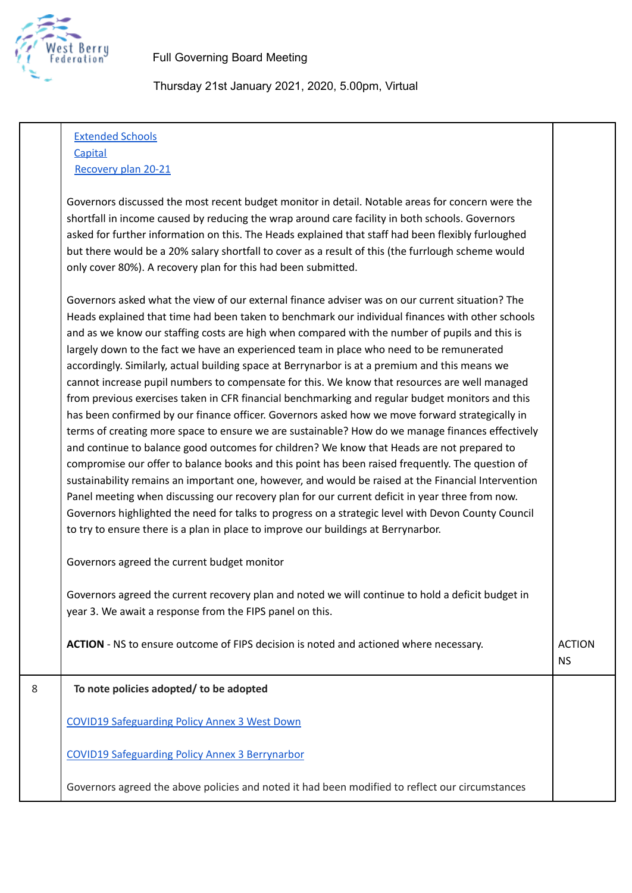| | | |
|---|---|---|
| | [Extended Schools](#)<br>[Capital](#)<br>[Recovery plan 20-21](#)<br><br>Governors discussed the most recent budget monitor in detail. Notable areas for concern were the shortfall in income caused by reducing the wrap around care facility in both schools. Governors asked for further information on this. The Heads explained that staff had been flexibly furloughed but there would be a 20% salary shortfall to cover as a result of this (the furrlough scheme would only cover 80%). A recovery plan for this had been submitted.<br><br>Governors asked what the view of our external finance adviser was on our current situation? The Heads explained that time had been taken to benchmark our individual finances with other schools and as we know our staffing costs are high when compared with the number of pupils and this is largely down to the fact we have an experienced team in place who need to be remunerated accordingly. Similarly, actual building space at Berrynarbor is at a premium and this means we cannot increase pupil numbers to compensate for this. We know that resources are well managed from previous exercises taken in CFR financial benchmarking and regular budget monitors and this has been confirmed by our finance officer. Governors asked how we move forward strategically in terms of creating more space to ensure we are sustainable? How do we manage finances effectively and continue to balance good outcomes for children? We know that Heads are not prepared to compromise our offer to balance books and this point has been raised frequently. The question of sustainability remains an important one, however, and would be raised at the Financial Intervention Panel meeting when discussing our recovery plan for our current deficit in year three from now. Governors highlighted the need for talks to progress on a strategic level with Devon County Council to try to ensure there is a plan in place to improve our buildings at Berrynarbor.<br><br>Governors agreed the current budget monitor<br><br>Governors agreed the current recovery plan and noted we will continue to hold a deficit budget in year 3. We await a response from the FIPS panel on this.<br><br>**ACTION** - NS to ensure outcome of FIPS decision is noted and actioned where necessary. | ACTION NS |
| 8 | **To note policies adopted/ to be adopted**<br><br>[COVID19 Safeguarding Policy Annex 3 West Down](#)<br><br>[COVID19 Safeguarding Policy Annex 3 Berrynarbor](#)<br><br>Governors agreed the above policies and noted it had been modified to reflect our circumstances | |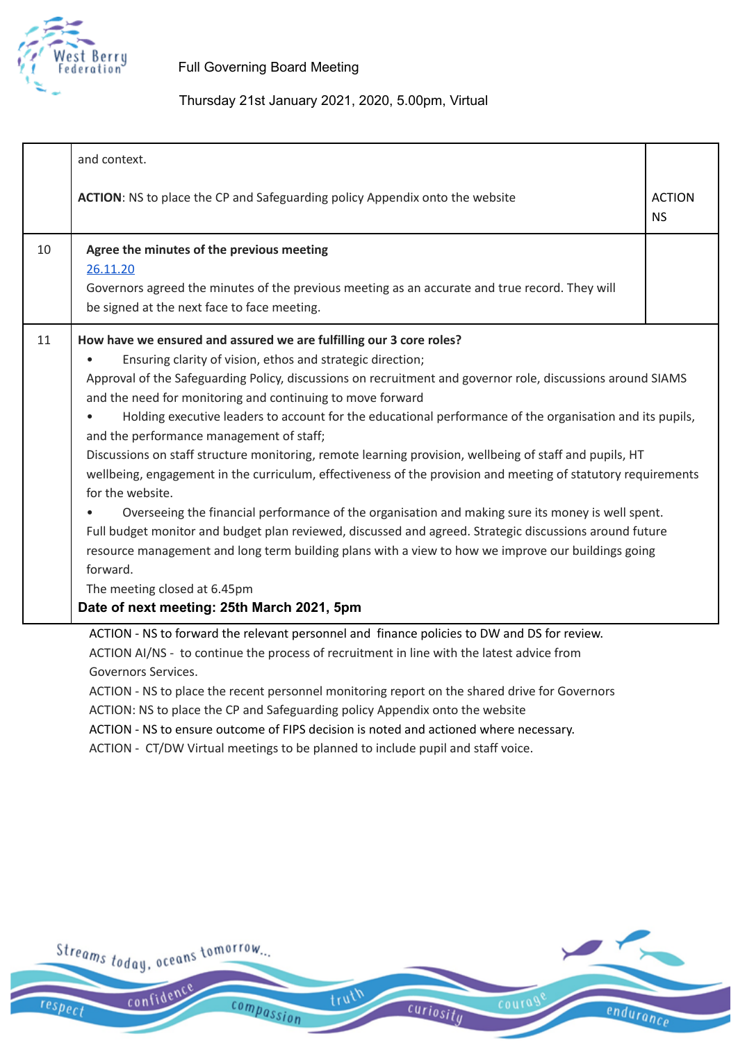Full Governing Board Meeting

Thursday 21st January 2021, 2020, 5.00pm, Virtual

| | | |
|---|---|---|
| | and context.<br><br>**ACTION**: NS to place the CP and Safeguarding policy Appendix onto the website | ACTION NS |
| 10 | **Agree the minutes of the previous meeting**<br>26.11.20<br>Governors agreed the minutes of the previous meeting as an accurate and true record. They will be signed at the next face to face meeting. | |
| 11 | **How have we ensured and assured we are fulfilling our 3 core roles?**<br>• Ensuring clarity of vision, ethos and strategic direction;<br>Approval of the Safeguarding Policy, discussions on recruitment and governor role, discussions around SIAMS and the need for monitoring and continuing to move forward<br>• Holding executive leaders to account for the educational performance of the organisation and its pupils, and the performance management of staff;<br>Discussions on staff structure monitoring, remote learning provision, wellbeing of staff and pupils, HT wellbeing, engagement in the curriculum, effectiveness of the provision and meeting of statutory requirements for the website.<br>• Overseeing the financial performance of the organisation and making sure its money is well spent.<br>Full budget monitor and budget plan reviewed, discussed and agreed. Strategic discussions around future resource management and long term building plans with a view to how we improve our buildings going forward.<br>The meeting closed at 6.45pm<br>**Date of next meeting: 25th March 2021, 5pm** | |

ACTION - NS to forward the relevant personnel and finance policies to DW and DS for review.
ACTION AI/NS - to continue the process of recruitment in line with the latest advice from Governors Services.
ACTION - NS to place the recent personnel monitoring report on the shared drive for Governors
ACTION: NS to place the CP and Safeguarding policy Appendix onto the website
ACTION - NS to ensure outcome of FIPS decision is noted and actioned where necessary.
ACTION - CT/DW Virtual meetings to be planned to include pupil and staff voice.